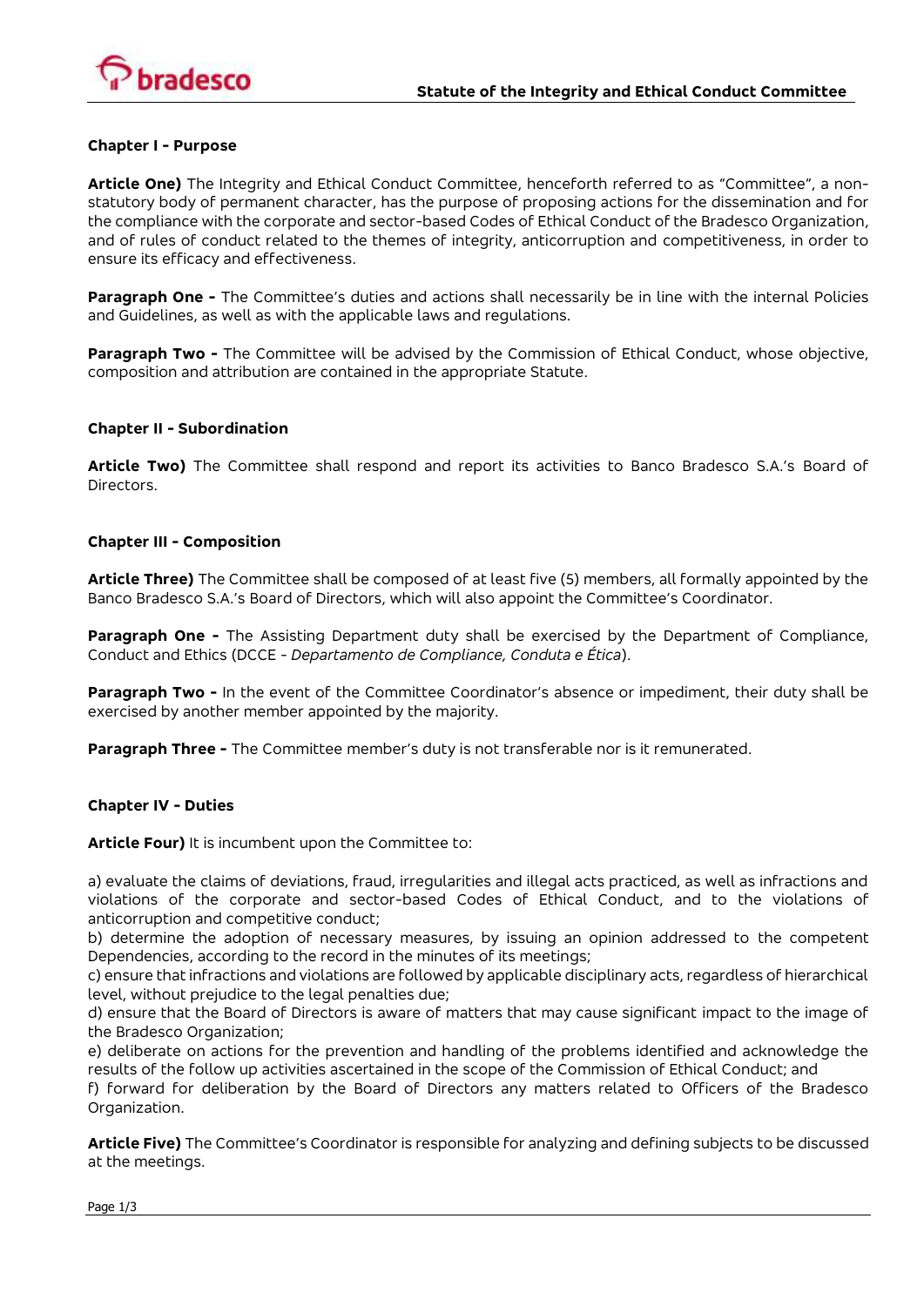# Statute of the Integrity and Ethical Conduct Committee

## Chapter I - Purpose

**Article One)** The Integrity and Ethical Conduct Committee, henceforth referred to as "Committee", a non-statutory body of permanent character, has the purpose of proposing actions for the dissemination and for the compliance with the corporate and sector-based Codes of Ethical Conduct of the Bradesco Organization, and of rules of conduct related to the themes of integrity, anticorruption and competitiveness, in order to ensure its efficacy and effectiveness.

**Paragraph One -** The Committee's duties and actions shall necessarily be in line with the internal Policies and Guidelines, as well as with the applicable laws and regulations.

**Paragraph Two -** The Committee will be advised by the Commission of Ethical Conduct, whose objective, composition and attribution are contained in the appropriate Statute.

## Chapter II - Subordination

**Article Two)** The Committee shall respond and report its activities to Banco Bradesco S.A.'s Board of Directors.

## Chapter III - Composition

**Article Three)** The Committee shall be composed of at least five (5) members, all formally appointed by the Banco Bradesco S.A.'s Board of Directors, which will also appoint the Committee's Coordinator.

**Paragraph One -** The Assisting Department duty shall be exercised by the Department of Compliance, Conduct and Ethics (DCCE - *Departamento de Compliance, Conduta e Ética*).

**Paragraph Two -** In the event of the Committee Coordinator's absence or impediment, their duty shall be exercised by another member appointed by the majority.

**Paragraph Three -** The Committee member's duty is not transferable nor is it remunerated.

## Chapter IV - Duties

**Article Four)** It is incumbent upon the Committee to:

a) evaluate the claims of deviations, fraud, irregularities and illegal acts practiced, as well as infractions and violations of the corporate and sector-based Codes of Ethical Conduct, and to the violations of anticorruption and competitive conduct;
b) determine the adoption of necessary measures, by issuing an opinion addressed to the competent Dependencies, according to the record in the minutes of its meetings;
c) ensure that infractions and violations are followed by applicable disciplinary acts, regardless of hierarchical level, without prejudice to the legal penalties due;
d) ensure that the Board of Directors is aware of matters that may cause significant impact to the image of the Bradesco Organization;
e) deliberate on actions for the prevention and handling of the problems identified and acknowledge the results of the follow up activities ascertained in the scope of the Commission of Ethical Conduct; and
f) forward for deliberation by the Board of Directors any matters related to Officers of the Bradesco Organization.

**Article Five)** The Committee's Coordinator is responsible for analyzing and defining subjects to be discussed at the meetings.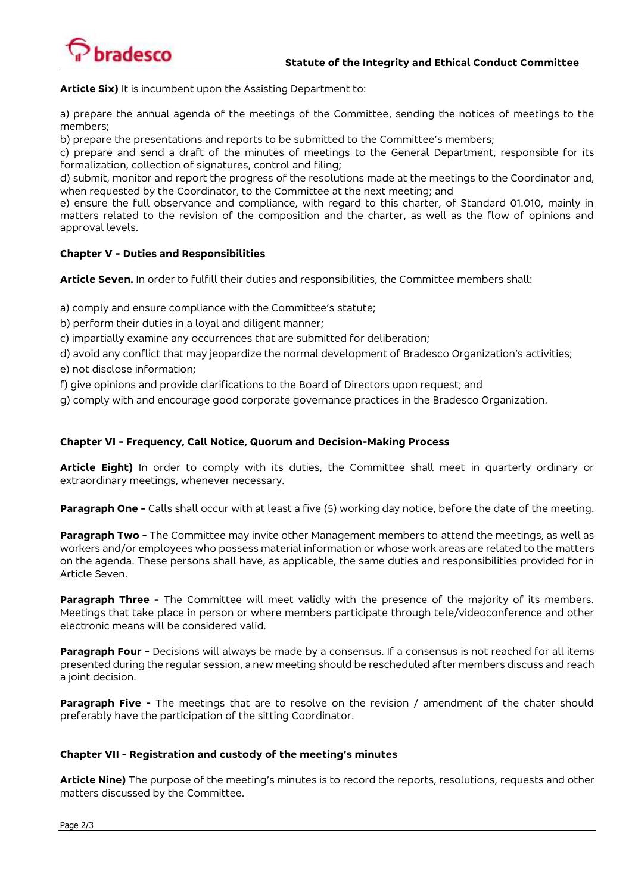**Article Six)** It is incumbent upon the Assisting Department to:

a) prepare the annual agenda of the meetings of the Committee, sending the notices of meetings to the members;
b) prepare the presentations and reports to be submitted to the Committee's members;
c) prepare and send a draft of the minutes of meetings to the General Department, responsible for its formalization, collection of signatures, control and filing;
d) submit, monitor and report the progress of the resolutions made at the meetings to the Coordinator and, when requested by the Coordinator, to the Committee at the next meeting; and
e) ensure the full observance and compliance, with regard to this charter, of Standard 01.010, mainly in matters related to the revision of the composition and the charter, as well as the flow of opinions and approval levels.

**Chapter V - Duties and Responsibilities**

**Article Seven.** In order to fulfill their duties and responsibilities, the Committee members shall:

a) comply and ensure compliance with the Committee's statute;
b) perform their duties in a loyal and diligent manner;
c) impartially examine any occurrences that are submitted for deliberation;
d) avoid any conflict that may jeopardize the normal development of Bradesco Organization's activities;
e) not disclose information;
f) give opinions and provide clarifications to the Board of Directors upon request; and
g) comply with and encourage good corporate governance practices in the Bradesco Organization.

**Chapter VI - Frequency, Call Notice, Quorum and Decision-Making Process**

**Article Eight)** In order to comply with its duties, the Committee shall meet in quarterly ordinary or extraordinary meetings, whenever necessary.

**Paragraph One -** Calls shall occur with at least a five (5) working day notice, before the date of the meeting.

**Paragraph Two -** The Committee may invite other Management members to attend the meetings, as well as workers and/or employees who possess material information or whose work areas are related to the matters on the agenda. These persons shall have, as applicable, the same duties and responsibilities provided for in Article Seven.

**Paragraph Three -** The Committee will meet validly with the presence of the majority of its members. Meetings that take place in person or where members participate through tele/videoconference and other electronic means will be considered valid.

**Paragraph Four -** Decisions will always be made by a consensus. If a consensus is not reached for all items presented during the regular session, a new meeting should be rescheduled after members discuss and reach a joint decision.

**Paragraph Five -** The meetings that are to resolve on the revision / amendment of the chater should preferably have the participation of the sitting Coordinator.

**Chapter VII - Registration and custody of the meeting's minutes**

**Article Nine)** The purpose of the meeting's minutes is to record the reports, resolutions, requests and other matters discussed by the Committee.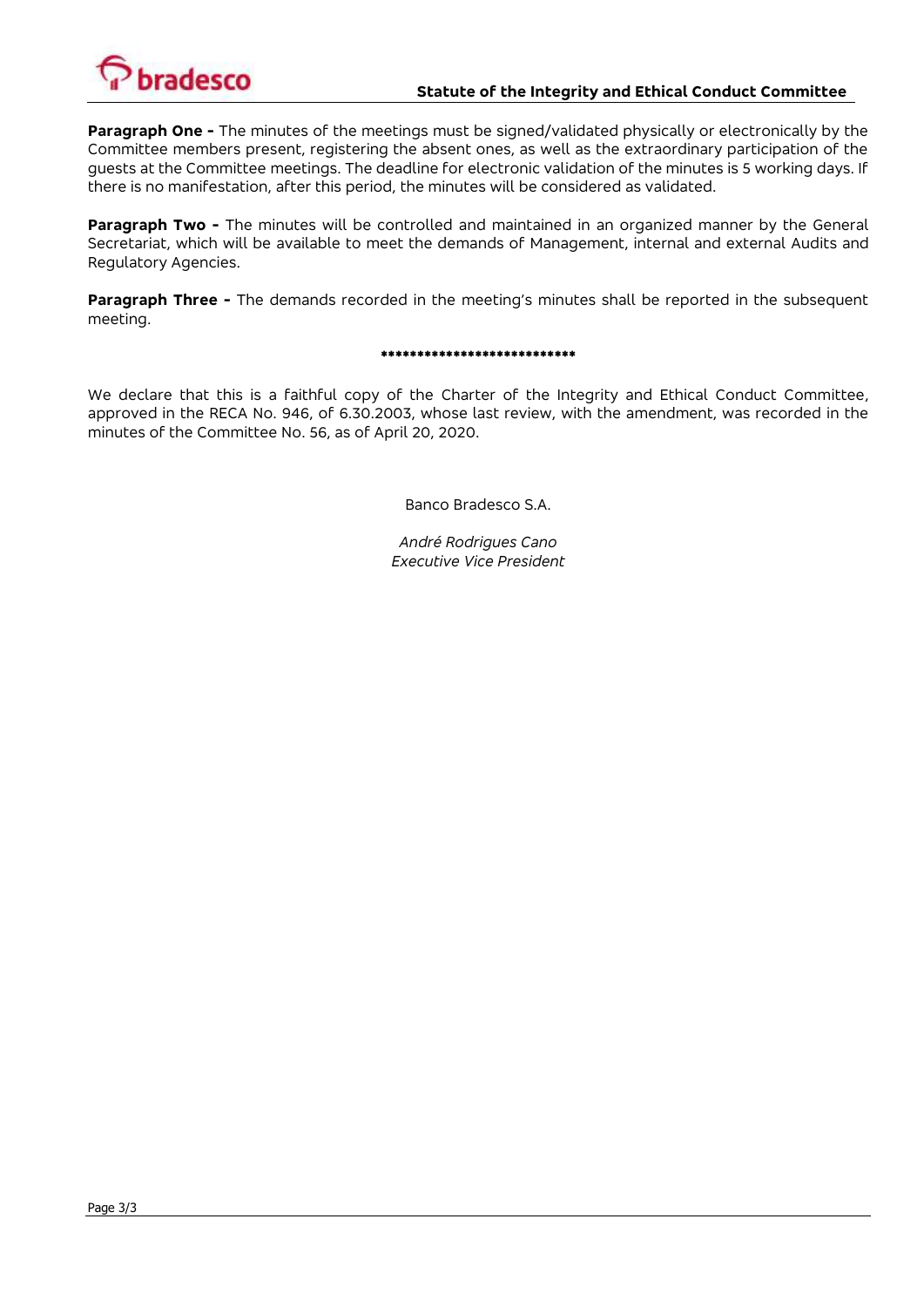**Paragraph One -** The minutes of the meetings must be signed/validated physically or electronically by the Committee members present, registering the absent ones, as well as the extraordinary participation of the guests at the Committee meetings. The deadline for electronic validation of the minutes is 5 working days. If there is no manifestation, after this period, the minutes will be considered as validated.

**Paragraph Two -** The minutes will be controlled and maintained in an organized manner by the General Secretariat, which will be available to meet the demands of Management, internal and external Audits and Regulatory Agencies.

**Paragraph Three -** The demands recorded in the meeting's minutes shall be reported in the subsequent meeting.

***************************

We declare that this is a faithful copy of the Charter of the Integrity and Ethical Conduct Committee, approved in the RECA No. 946, of 6.30.2003, whose last review, with the amendment, was recorded in the minutes of the Committee No. 56, as of April 20, 2020.

Banco Bradesco S.A.

*André Rodrigues Cano*
*Executive Vice President*